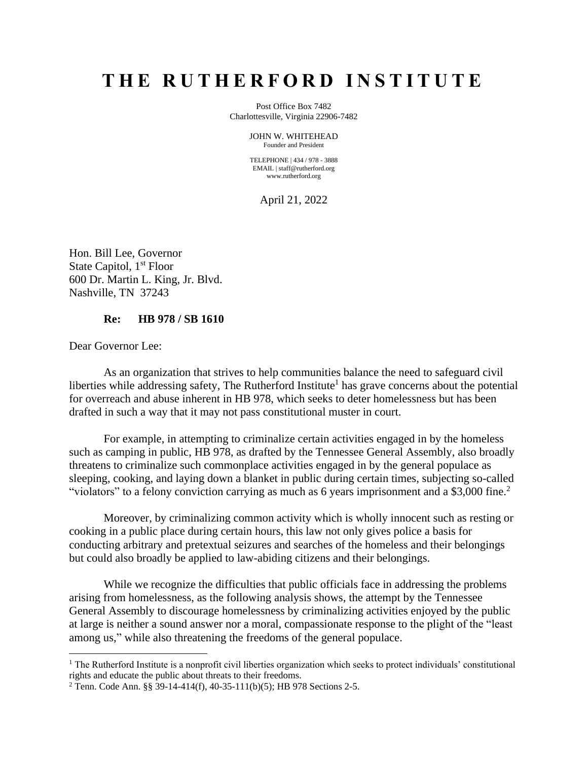# THE RUTHERFORD INSTITUTE

Post Office Box 7482
Charlottesville, Virginia 22906-7482

JOHN W. WHITEHEAD
Founder and President

TELEPHONE | 434 / 978 - 3888
EMAIL | staff@rutherford.org
www.rutherford.org

April 21, 2022

Hon. Bill Lee, Governor
State Capitol, 1st Floor
600 Dr. Martin L. King, Jr. Blvd.
Nashville, TN 37243

**Re: HB 978 / SB 1610**

Dear Governor Lee:

As an organization that strives to help communities balance the need to safeguard civil liberties while addressing safety, The Rutherford Institute[1] has grave concerns about the potential for overreach and abuse inherent in HB 978, which seeks to deter homelessness but has been drafted in such a way that it may not pass constitutional muster in court.

For example, in attempting to criminalize certain activities engaged in by the homeless such as camping in public, HB 978, as drafted by the Tennessee General Assembly, also broadly threatens to criminalize such commonplace activities engaged in by the general populace as sleeping, cooking, and laying down a blanket in public during certain times, subjecting so-called "violators" to a felony conviction carrying as much as 6 years imprisonment and a $3,000 fine.[2]

Moreover, by criminalizing common activity which is wholly innocent such as resting or cooking in a public place during certain hours, this law not only gives police a basis for conducting arbitrary and pretextual seizures and searches of the homeless and their belongings but could also broadly be applied to law-abiding citizens and their belongings.

While we recognize the difficulties that public officials face in addressing the problems arising from homelessness, as the following analysis shows, the attempt by the Tennessee General Assembly to discourage homelessness by criminalizing activities enjoyed by the public at large is neither a sound answer nor a moral, compassionate response to the plight of the "least among us," while also threatening the freedoms of the general populace.

---

[1] The Rutherford Institute is a nonprofit civil liberties organization which seeks to protect individuals' constitutional rights and educate the public about threats to their freedoms.

[2] Tenn. Code Ann. §§ 39-14-414(f), 40-35-111(b)(5); HB 978 Sections 2-5.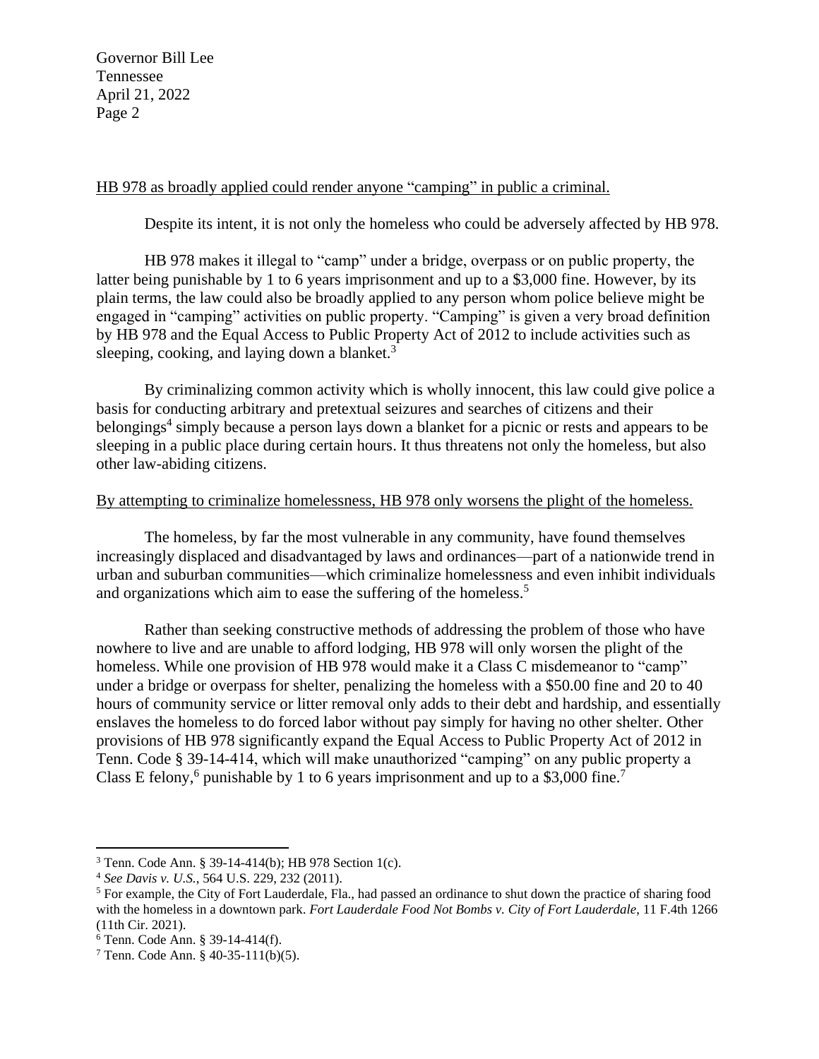HB 978 as broadly applied could render anyone "camping" in public a criminal.

Despite its intent, it is not only the homeless who could be adversely affected by HB 978.

HB 978 makes it illegal to "camp" under a bridge, overpass or on public property, the latter being punishable by 1 to 6 years imprisonment and up to a $3,000 fine. However, by its plain terms, the law could also be broadly applied to any person whom police believe might be engaged in "camping" activities on public property. "Camping" is given a very broad definition by HB 978 and the Equal Access to Public Property Act of 2012 to include activities such as sleeping, cooking, and laying down a blanket.[3]

By criminalizing common activity which is wholly innocent, this law could give police a basis for conducting arbitrary and pretextual seizures and searches of citizens and their belongings[4] simply because a person lays down a blanket for a picnic or rests and appears to be sleeping in a public place during certain hours. It thus threatens not only the homeless, but also other law-abiding citizens.

By attempting to criminalize homelessness, HB 978 only worsens the plight of the homeless.

The homeless, by far the most vulnerable in any community, have found themselves increasingly displaced and disadvantaged by laws and ordinances—part of a nationwide trend in urban and suburban communities—which criminalize homelessness and even inhibit individuals and organizations which aim to ease the suffering of the homeless.[5]

Rather than seeking constructive methods of addressing the problem of those who have nowhere to live and are unable to afford lodging, HB 978 will only worsen the plight of the homeless. While one provision of HB 978 would make it a Class C misdemeanor to "camp" under a bridge or overpass for shelter, penalizing the homeless with a $50.00 fine and 20 to 40 hours of community service or litter removal only adds to their debt and hardship, and essentially enslaves the homeless to do forced labor without pay simply for having no other shelter. Other provisions of HB 978 significantly expand the Equal Access to Public Property Act of 2012 in Tenn. Code § 39-14-414, which will make unauthorized "camping" on any public property a Class E felony,[6] punishable by 1 to 6 years imprisonment and up to a $3,000 fine.[7]

---

[3] Tenn. Code Ann. § 39-14-414(b); HB 978 Section 1(c).

[4] *See Davis v. U.S.*, 564 U.S. 229, 232 (2011).

[5] For example, the City of Fort Lauderdale, Fla., had passed an ordinance to shut down the practice of sharing food with the homeless in a downtown park. *Fort Lauderdale Food Not Bombs v. City of Fort Lauderdale*, 11 F.4th 1266 (11th Cir. 2021).

[6] Tenn. Code Ann. § 39-14-414(f).

[7] Tenn. Code Ann. § 40-35-111(b)(5).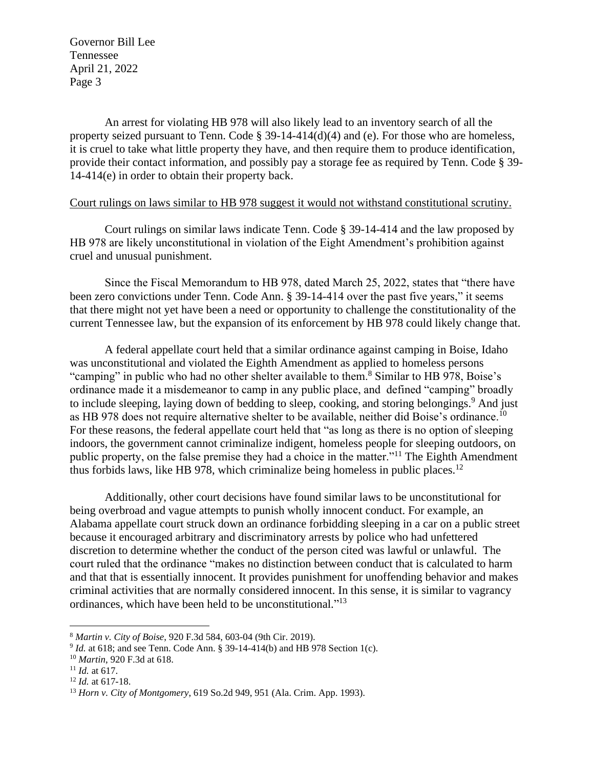An arrest for violating HB 978 will also likely lead to an inventory search of all the property seized pursuant to Tenn. Code § 39-14-414(d)(4) and (e). For those who are homeless, it is cruel to take what little property they have, and then require them to produce identification, provide their contact information, and possibly pay a storage fee as required by Tenn. Code § 39-14-414(e) in order to obtain their property back.

<u>Court rulings on laws similar to HB 978 suggest it would not withstand constitutional scrutiny.</u>

Court rulings on similar laws indicate Tenn. Code § 39-14-414 and the law proposed by HB 978 are likely unconstitutional in violation of the Eight Amendment's prohibition against cruel and unusual punishment.

Since the Fiscal Memorandum to HB 978, dated March 25, 2022, states that "there have been zero convictions under Tenn. Code Ann. § 39-14-414 over the past five years," it seems that there might not yet have been a need or opportunity to challenge the constitutionality of the current Tennessee law, but the expansion of its enforcement by HB 978 could likely change that.

A federal appellate court held that a similar ordinance against camping in Boise, Idaho was unconstitutional and violated the Eighth Amendment as applied to homeless persons "camping" in public who had no other shelter available to them.[8] Similar to HB 978, Boise's ordinance made it a misdemeanor to camp in any public place, and defined "camping" broadly to include sleeping, laying down of bedding to sleep, cooking, and storing belongings.[9] And just as HB 978 does not require alternative shelter to be available, neither did Boise's ordinance.[10] For these reasons, the federal appellate court held that "as long as there is no option of sleeping indoors, the government cannot criminalize indigent, homeless people for sleeping outdoors, on public property, on the false premise they had a choice in the matter."[11] The Eighth Amendment thus forbids laws, like HB 978, which criminalize being homeless in public places.[12]

Additionally, other court decisions have found similar laws to be unconstitutional for being overbroad and vague attempts to punish wholly innocent conduct. For example, an Alabama appellate court struck down an ordinance forbidding sleeping in a car on a public street because it encouraged arbitrary and discriminatory arrests by police who had unfettered discretion to determine whether the conduct of the person cited was lawful or unlawful. The court ruled that the ordinance "makes no distinction between conduct that is calculated to harm and that that is essentially innocent. It provides punishment for unoffending behavior and makes criminal activities that are normally considered innocent. In this sense, it is similar to vagrancy ordinances, which have been held to be unconstitutional."[13]

---

[8] *Martin v. City of Boise*, 920 F.3d 584, 603-04 (9th Cir. 2019).

[9] *Id.* at 618; and see Tenn. Code Ann. § 39-14-414(b) and HB 978 Section 1(c).

[10] *Martin*, 920 F.3d at 618.

[11] *Id.* at 617.

[12] *Id.* at 617-18.

[13] *Horn v. City of Montgomery*, 619 So.2d 949, 951 (Ala. Crim. App. 1993).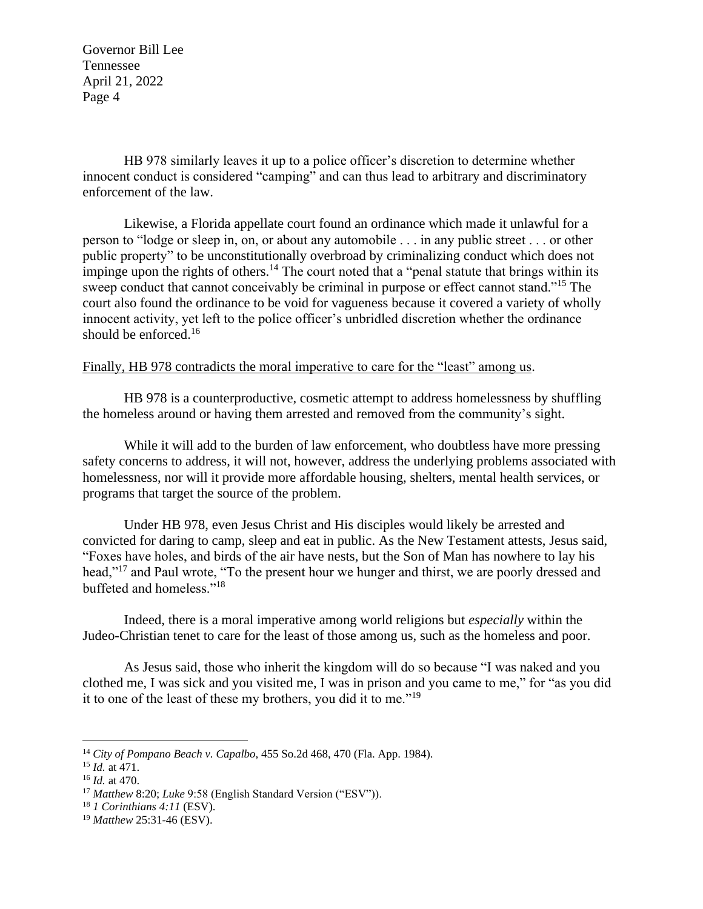HB 978 similarly leaves it up to a police officer's discretion to determine whether innocent conduct is considered "camping" and can thus lead to arbitrary and discriminatory enforcement of the law.

Likewise, a Florida appellate court found an ordinance which made it unlawful for a person to "lodge or sleep in, on, or about any automobile . . . in any public street . . . or other public property" to be unconstitutionally overbroad by criminalizing conduct which does not impinge upon the rights of others.[14] The court noted that a "penal statute that brings within its sweep conduct that cannot conceivably be criminal in purpose or effect cannot stand."[15] The court also found the ordinance to be void for vagueness because it covered a variety of wholly innocent activity, yet left to the police officer's unbridled discretion whether the ordinance should be enforced.[16]

<u>Finally, HB 978 contradicts the moral imperative to care for the "least" among us</u>.

HB 978 is a counterproductive, cosmetic attempt to address homelessness by shuffling the homeless around or having them arrested and removed from the community's sight.

While it will add to the burden of law enforcement, who doubtless have more pressing safety concerns to address, it will not, however, address the underlying problems associated with homelessness, nor will it provide more affordable housing, shelters, mental health services, or programs that target the source of the problem.

Under HB 978, even Jesus Christ and His disciples would likely be arrested and convicted for daring to camp, sleep and eat in public. As the New Testament attests, Jesus said, "Foxes have holes, and birds of the air have nests, but the Son of Man has nowhere to lay his head,"[17] and Paul wrote, "To the present hour we hunger and thirst, we are poorly dressed and buffeted and homeless."[18]

Indeed, there is a moral imperative among world religions but *especially* within the Judeo-Christian tenet to care for the least of those among us, such as the homeless and poor.

As Jesus said, those who inherit the kingdom will do so because "I was naked and you clothed me, I was sick and you visited me, I was in prison and you came to me," for "as you did it to one of the least of these my brothers, you did it to me."[19]

---

[14] *City of Pompano Beach v. Capalbo*, 455 So.2d 468, 470 (Fla. App. 1984).

[15] *Id.* at 471.

[16] *Id.* at 470.

[17] *Matthew* 8:20; *Luke* 9:58 (English Standard Version ("ESV")).

[18] *1 Corinthians 4:11* (ESV).

[19] *Matthew* 25:31-46 (ESV).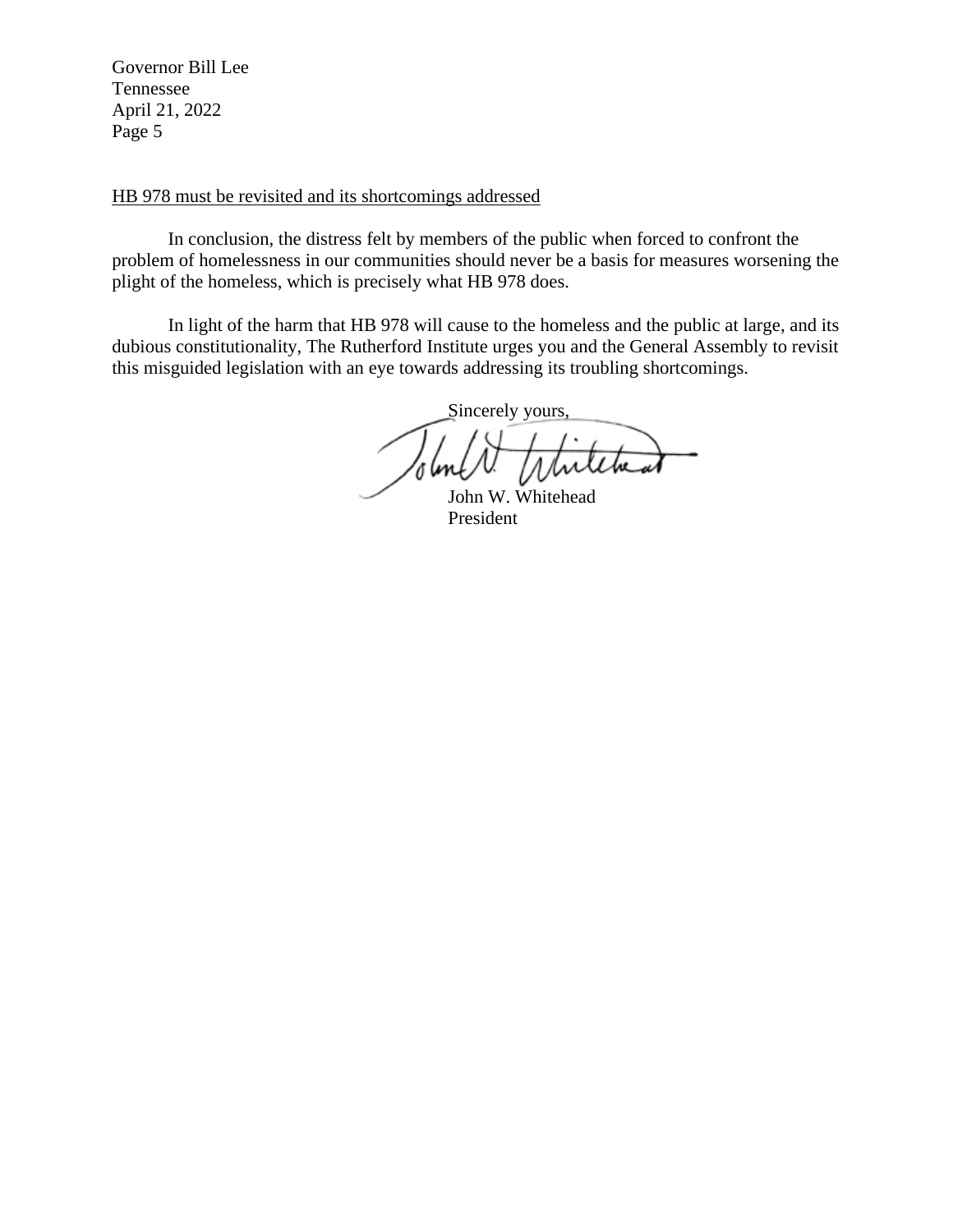HB 978 must be revisited and its shortcomings addressed

In conclusion, the distress felt by members of the public when forced to confront the problem of homelessness in our communities should never be a basis for measures worsening the plight of the homeless, which is precisely what HB 978 does.

In light of the harm that HB 978 will cause to the homeless and the public at large, and its dubious constitutionality, The Rutherford Institute urges you and the General Assembly to revisit this misguided legislation with an eye towards addressing its troubling shortcomings.

Sincerely yours,

John W. Whitehead
President